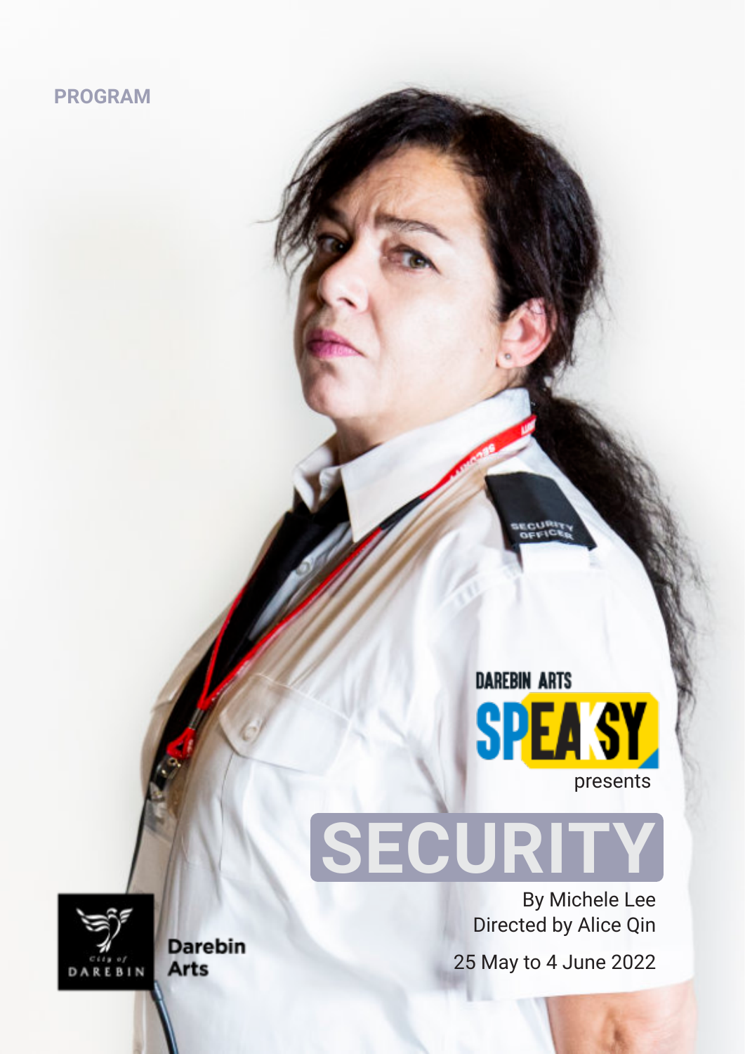PROGRAM

DAREBIN ARTS SPEAKSY presents

# SECURITY

By Michele Lee
Directed by Alice Qin

25 May to 4 June 2022

City of Darebin
Darebin Arts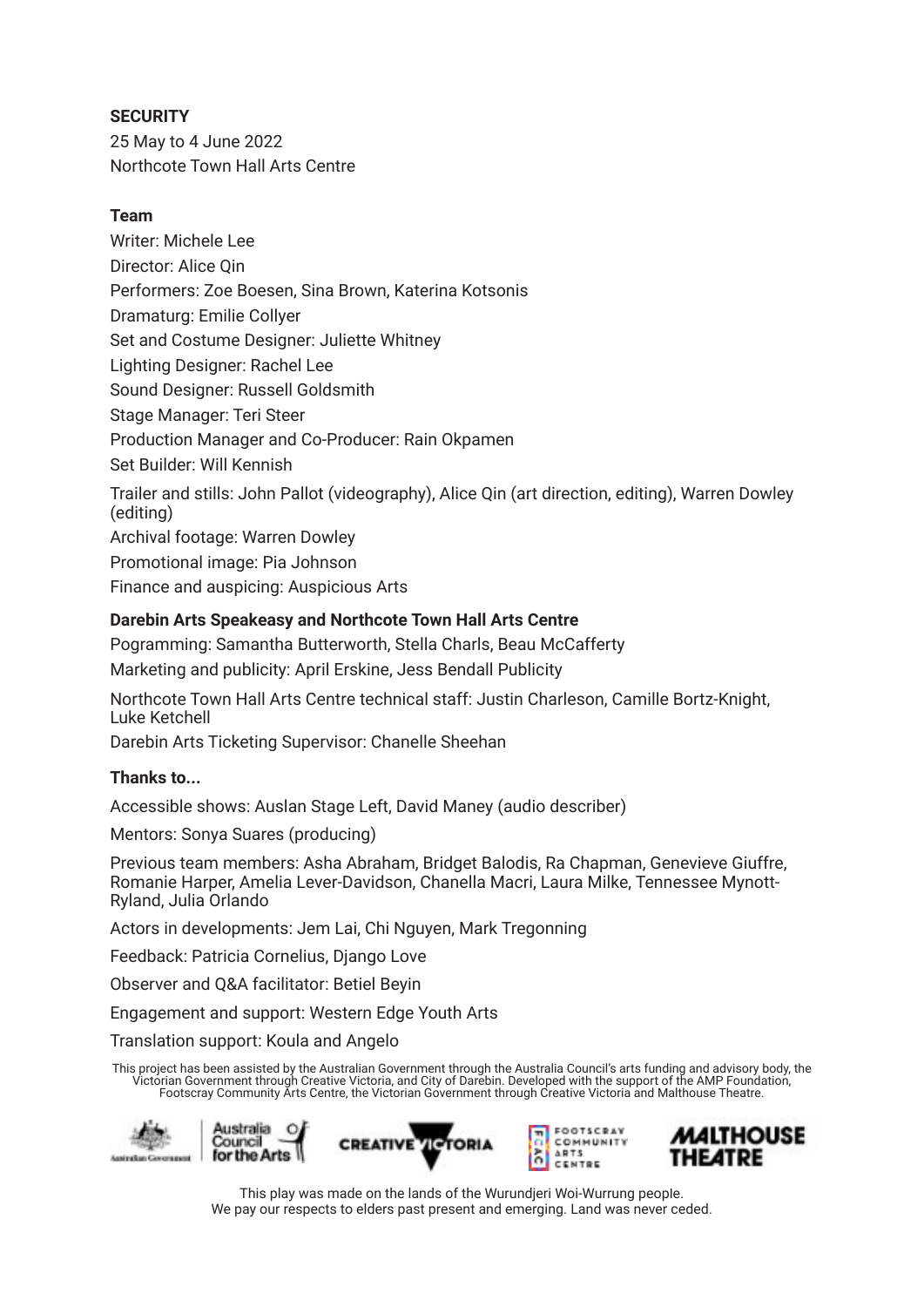**SECURITY**

25 May to 4 June 2022

Northcote Town Hall Arts Centre

**Team**

Writer: Michele Lee

Director: Alice Qin

Performers: Zoe Boesen, Sina Brown, Katerina Kotsonis

Dramaturg: Emilie Collyer

Set and Costume Designer: Juliette Whitney

Lighting Designer: Rachel Lee

Sound Designer: Russell Goldsmith

Stage Manager: Teri Steer

Production Manager and Co-Producer: Rain Okpamen

Set Builder: Will Kennish

Trailer and stills: John Pallot (videography), Alice Qin (art direction, editing), Warren Dowley (editing)

Archival footage: Warren Dowley

Promotional image: Pia Johnson

Finance and auspicing: Auspicious Arts

**Darebin Arts Speakeasy and Northcote Town Hall Arts Centre**

Pogramming: Samantha Butterworth, Stella Charls, Beau McCafferty

Marketing and publicity: April Erskine, Jess Bendall Publicity

Northcote Town Hall Arts Centre technical staff: Justin Charleson, Camille Bortz-Knight, Luke Ketchell

Darebin Arts Ticketing Supervisor: Chanelle Sheehan

**Thanks to...**

Accessible shows: Auslan Stage Left, David Maney (audio describer)

Mentors: Sonya Suares (producing)

Previous team members: Asha Abraham, Bridget Balodis, Ra Chapman, Genevieve Giuffre, Romanie Harper, Amelia Lever-Davidson, Chanella Macri, Laura Milke, Tennessee Mynott-Ryland, Julia Orlando

Actors in developments: Jem Lai, Chi Nguyen, Mark Tregonning

Feedback: Patricia Cornelius, Django Love

Observer and Q&A facilitator: Betiel Beyin

Engagement and support: Western Edge Youth Arts

Translation support: Koula and Angelo

This project has been assisted by the Australian Government through the Australia Council's arts funding and advisory body, the Victorian Government through Creative Victoria, and City of Darebin. Developed with the support of the AMP Foundation, Footscray Community Arts Centre, the Victorian Government through Creative Victoria and Malthouse Theatre.

This play was made on the lands of the Wurundjeri Woi-Wurrung people.
We pay our respects to elders past present and emerging. Land was never ceded.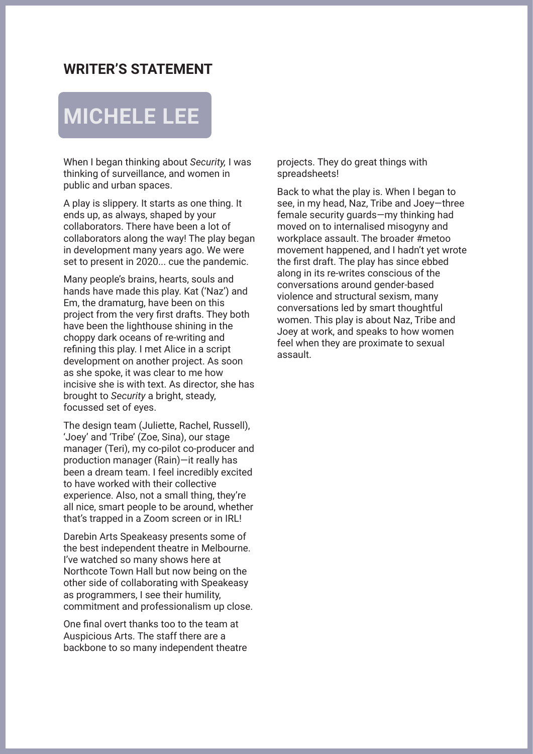## WRITER'S STATEMENT

# MICHELE LEE

When I began thinking about *Security,* I was thinking of surveillance, and women in public and urban spaces.

A play is slippery. It starts as one thing. It ends up, as always, shaped by your collaborators. There have been a lot of collaborators along the way! The play began in development many years ago. We were set to present in 2020... cue the pandemic.

Many people's brains, hearts, souls and hands have made this play. Kat ('Naz') and Em, the dramaturg, have been on this project from the very first drafts. They both have been the lighthouse shining in the choppy dark oceans of re-writing and refining this play. I met Alice in a script development on another project. As soon as she spoke, it was clear to me how incisive she is with text. As director, she has brought to *Security* a bright, steady, focussed set of eyes.

The design team (Juliette, Rachel, Russell), 'Joey' and 'Tribe' (Zoe, Sina), our stage manager (Teri), my co-pilot co-producer and production manager (Rain)—it really has been a dream team. I feel incredibly excited to have worked with their collective experience. Also, not a small thing, they're all nice, smart people to be around, whether that's trapped in a Zoom screen or in IRL!

Darebin Arts Speakeasy presents some of the best independent theatre in Melbourne. I've watched so many shows here at Northcote Town Hall but now being on the other side of collaborating with Speakeasy as programmers, I see their humility, commitment and professionalism up close.

One final overt thanks too to the team at Auspicious Arts. The staff there are a backbone to so many independent theatre projects. They do great things with spreadsheets!

Back to what the play is. When I began to see, in my head, Naz, Tribe and Joey—three female security guards—my thinking had moved on to internalised misogyny and workplace assault. The broader #metoo movement happened, and I hadn't yet wrote the first draft. The play has since ebbed along in its re-writes conscious of the conversations around gender-based violence and structural sexism, many conversations led by smart thoughtful women. This play is about Naz, Tribe and Joey at work, and speaks to how women feel when they are proximate to sexual assault.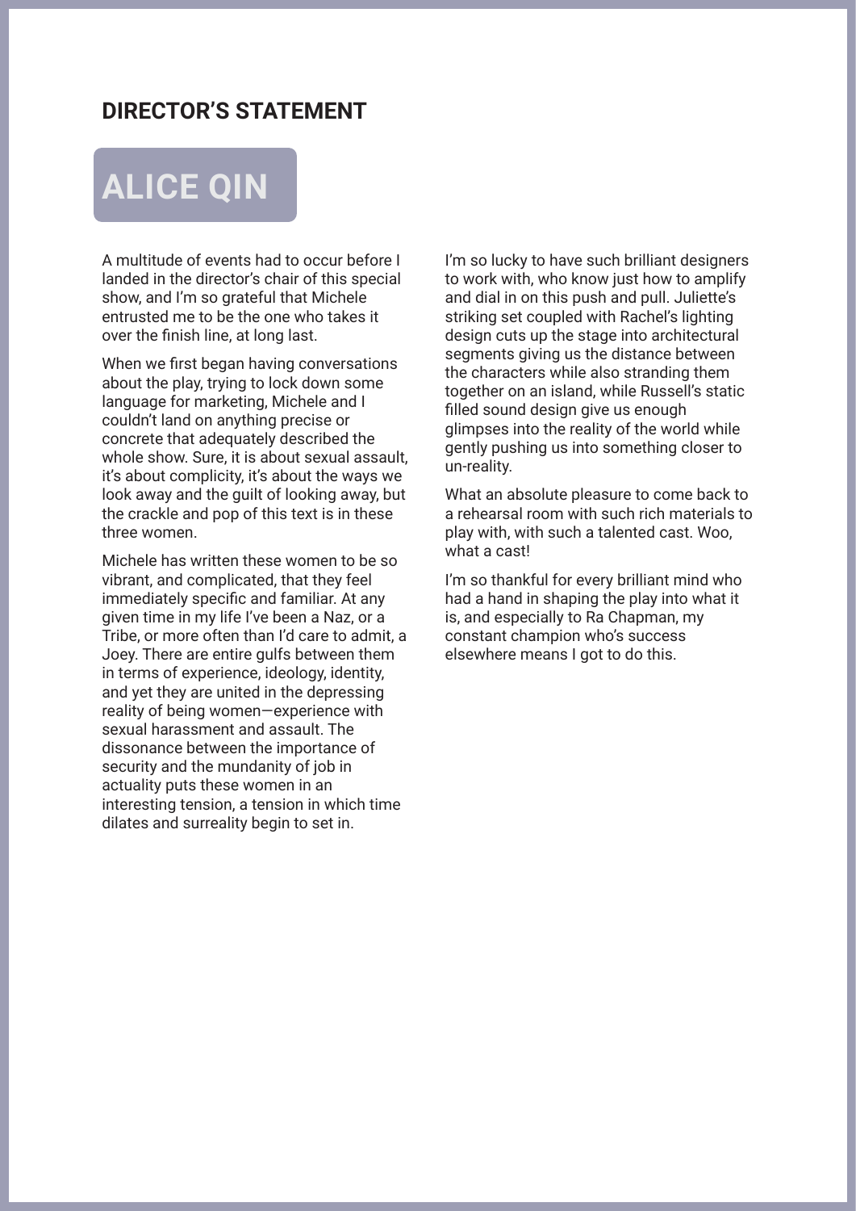## DIRECTOR'S STATEMENT

# ALICE QIN

A multitude of events had to occur before I landed in the director's chair of this special show, and I'm so grateful that Michele entrusted me to be the one who takes it over the finish line, at long last.

When we first began having conversations about the play, trying to lock down some language for marketing, Michele and I couldn't land on anything precise or concrete that adequately described the whole show. Sure, it is about sexual assault, it's about complicity, it's about the ways we look away and the guilt of looking away, but the crackle and pop of this text is in these three women.

Michele has written these women to be so vibrant, and complicated, that they feel immediately specific and familiar. At any given time in my life I've been a Naz, or a Tribe, or more often than I'd care to admit, a Joey. There are entire gulfs between them in terms of experience, ideology, identity, and yet they are united in the depressing reality of being women—experience with sexual harassment and assault. The dissonance between the importance of security and the mundanity of job in actuality puts these women in an interesting tension, a tension in which time dilates and surreality begin to set in.

I'm so lucky to have such brilliant designers to work with, who know just how to amplify and dial in on this push and pull. Juliette's striking set coupled with Rachel's lighting design cuts up the stage into architectural segments giving us the distance between the characters while also stranding them together on an island, while Russell's static filled sound design give us enough glimpses into the reality of the world while gently pushing us into something closer to un-reality.

What an absolute pleasure to come back to a rehearsal room with such rich materials to play with, with such a talented cast. Woo, what a cast!

I'm so thankful for every brilliant mind who had a hand in shaping the play into what it is, and especially to Ra Chapman, my constant champion who's success elsewhere means I got to do this.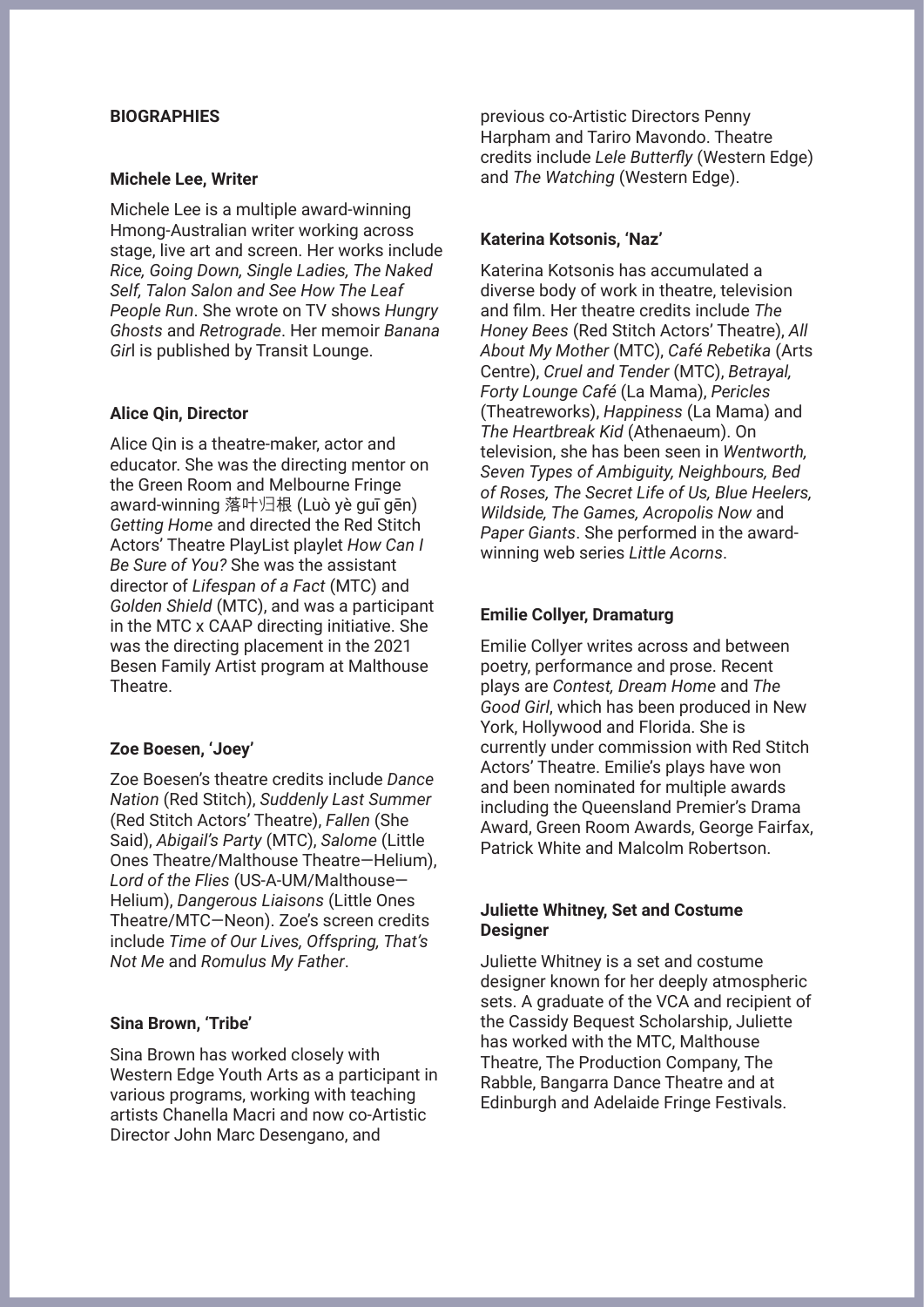**BIOGRAPHIES**

**Michele Lee, Writer**

Michele Lee is a multiple award-winning Hmong-Australian writer working across stage, live art and screen. Her works include *Rice, Going Down, Single Ladies, The Naked Self, Talon Salon and See How The Leaf People Run*. She wrote on TV shows *Hungry Ghosts* and *Retrograde*. Her memoir *Banana Girl* is published by Transit Lounge.

**Alice Qin, Director**

Alice Qin is a theatre-maker, actor and educator. She was the directing mentor on the Green Room and Melbourne Fringe award-winning 落叶归根 (Luò yè guī gēn) *Getting Home* and directed the Red Stitch Actors' Theatre PlayList playlet *How Can I Be Sure of You?* She was the assistant director of *Lifespan of a Fact* (MTC) and *Golden Shield* (MTC), and was a participant in the MTC x CAAP directing initiative. She was the directing placement in the 2021 Besen Family Artist program at Malthouse Theatre.

**Zoe Boesen, 'Joey'**

Zoe Boesen's theatre credits include *Dance Nation* (Red Stitch), *Suddenly Last Summer* (Red Stitch Actors' Theatre), *Fallen* (She Said), *Abigail's Party* (MTC), *Salome* (Little Ones Theatre/Malthouse Theatre—Helium), *Lord of the Flies* (US-A-UM/Malthouse—Helium), *Dangerous Liaisons* (Little Ones Theatre/MTC—Neon). Zoe's screen credits include *Time of Our Lives, Offspring, That's Not Me* and *Romulus My Father*.

**Sina Brown, 'Tribe'**

Sina Brown has worked closely with Western Edge Youth Arts as a participant in various programs, working with teaching artists Chanella Macri and now co-Artistic Director John Marc Desengano, and previous co-Artistic Directors Penny Harpham and Tariro Mavondo. Theatre credits include *Lele Butterfly* (Western Edge) and *The Watching* (Western Edge).

**Katerina Kotsonis, 'Naz'**

Katerina Kotsonis has accumulated a diverse body of work in theatre, television and film. Her theatre credits include *The Honey Bees* (Red Stitch Actors' Theatre), *All About My Mother* (MTC), *Café Rebetika* (Arts Centre), *Cruel and Tender* (MTC), *Betrayal, Forty Lounge Café* (La Mama), *Pericles* (Theatreworks), *Happiness* (La Mama) and *The Heartbreak Kid* (Athenaeum). On television, she has been seen in *Wentworth, Seven Types of Ambiguity, Neighbours, Bed of Roses, The Secret Life of Us, Blue Heelers, Wildside, The Games, Acropolis Now* and *Paper Giants*. She performed in the award-winning web series *Little Acorns*.

**Emilie Collyer, Dramaturg**

Emilie Collyer writes across and between poetry, performance and prose. Recent plays are *Contest, Dream Home* and *The Good Girl*, which has been produced in New York, Hollywood and Florida. She is currently under commission with Red Stitch Actors' Theatre. Emilie's plays have won and been nominated for multiple awards including the Queensland Premier's Drama Award, Green Room Awards, George Fairfax, Patrick White and Malcolm Robertson.

**Juliette Whitney, Set and Costume Designer**

Juliette Whitney is a set and costume designer known for her deeply atmospheric sets. A graduate of the VCA and recipient of the Cassidy Bequest Scholarship, Juliette has worked with the MTC, Malthouse Theatre, The Production Company, The Rabble, Bangarra Dance Theatre and at Edinburgh and Adelaide Fringe Festivals.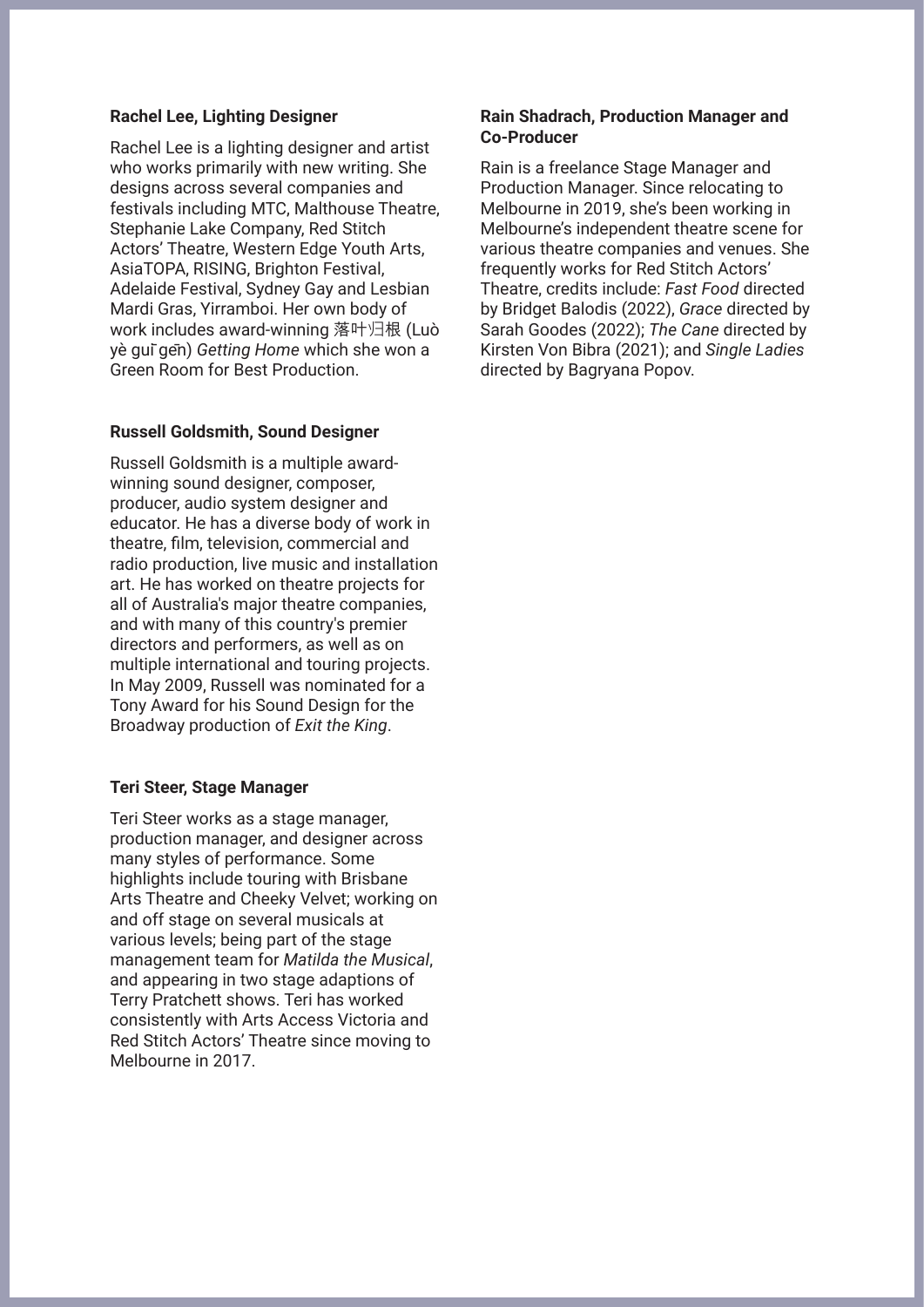**Rachel Lee, Lighting Designer**

Rachel Lee is a lighting designer and artist who works primarily with new writing. She designs across several companies and festivals including MTC, Malthouse Theatre, Stephanie Lake Company, Red Stitch Actors' Theatre, Western Edge Youth Arts, AsiaTOPA, RISING, Brighton Festival, Adelaide Festival, Sydney Gay and Lesbian Mardi Gras, Yirramboi. Her own body of work includes award-winning 落叶归根 (Luò yè guī gēn) *Getting Home* which she won a Green Room for Best Production.

**Russell Goldsmith, Sound Designer**

Russell Goldsmith is a multiple award-winning sound designer, composer, producer, audio system designer and educator. He has a diverse body of work in theatre, film, television, commercial and radio production, live music and installation art. He has worked on theatre projects for all of Australia's major theatre companies, and with many of this country's premier directors and performers, as well as on multiple international and touring projects. In May 2009, Russell was nominated for a Tony Award for his Sound Design for the Broadway production of *Exit the King*.

**Teri Steer, Stage Manager**

Teri Steer works as a stage manager, production manager, and designer across many styles of performance. Some highlights include touring with Brisbane Arts Theatre and Cheeky Velvet; working on and off stage on several musicals at various levels; being part of the stage management team for *Matilda the Musical*, and appearing in two stage adaptions of Terry Pratchett shows. Teri has worked consistently with Arts Access Victoria and Red Stitch Actors' Theatre since moving to Melbourne in 2017.

**Rain Shadrach, Production Manager and Co-Producer**

Rain is a freelance Stage Manager and Production Manager. Since relocating to Melbourne in 2019, she's been working in Melbourne's independent theatre scene for various theatre companies and venues. She frequently works for Red Stitch Actors' Theatre, credits include: *Fast Food* directed by Bridget Balodis (2022), *Grace* directed by Sarah Goodes (2022); *The Cane* directed by Kirsten Von Bibra (2021); and *Single Ladies* directed by Bagryana Popov.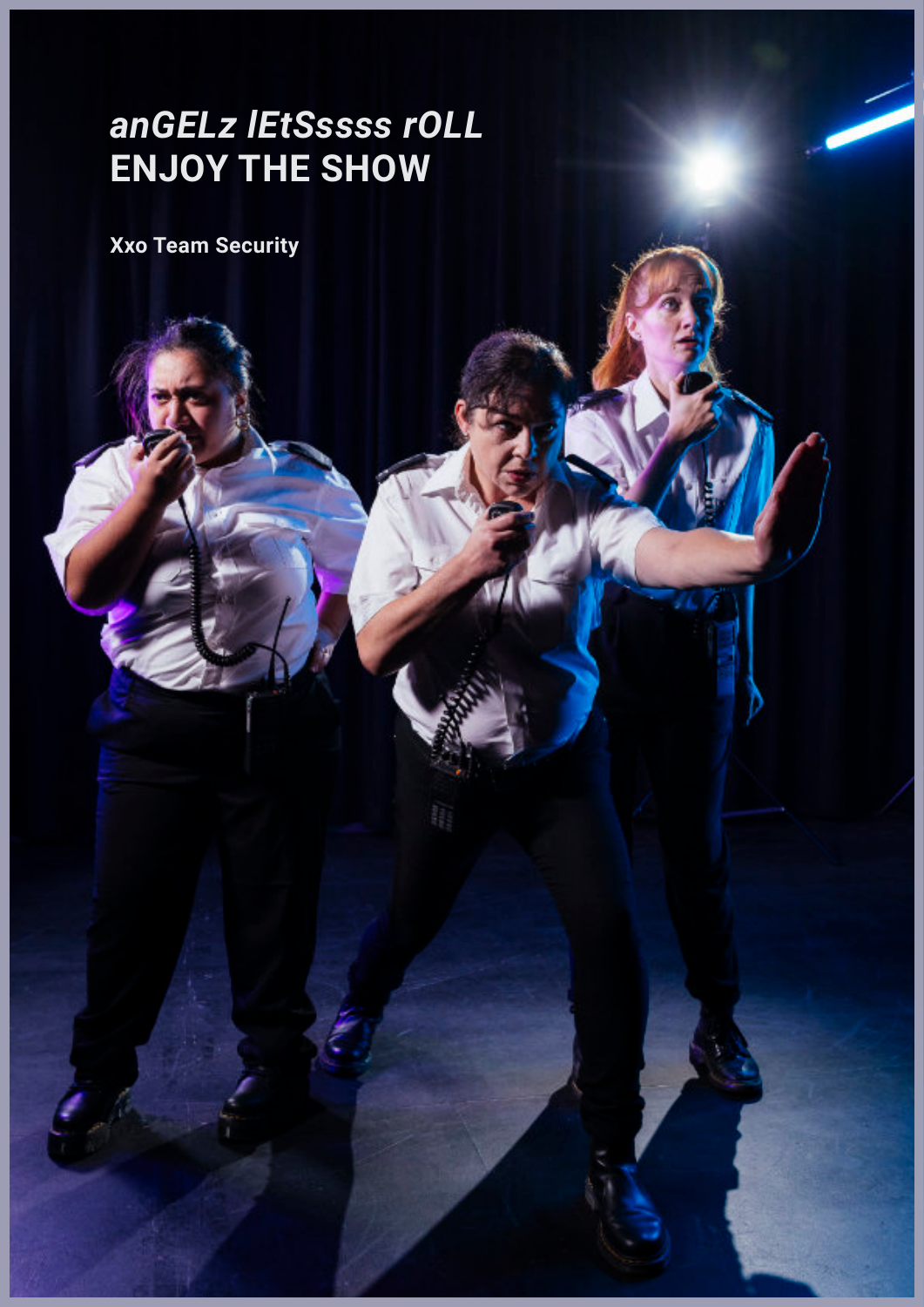*anGELz lEtSssss rOLL*
**ENJOY THE SHOW**

**Xxo Team Security**